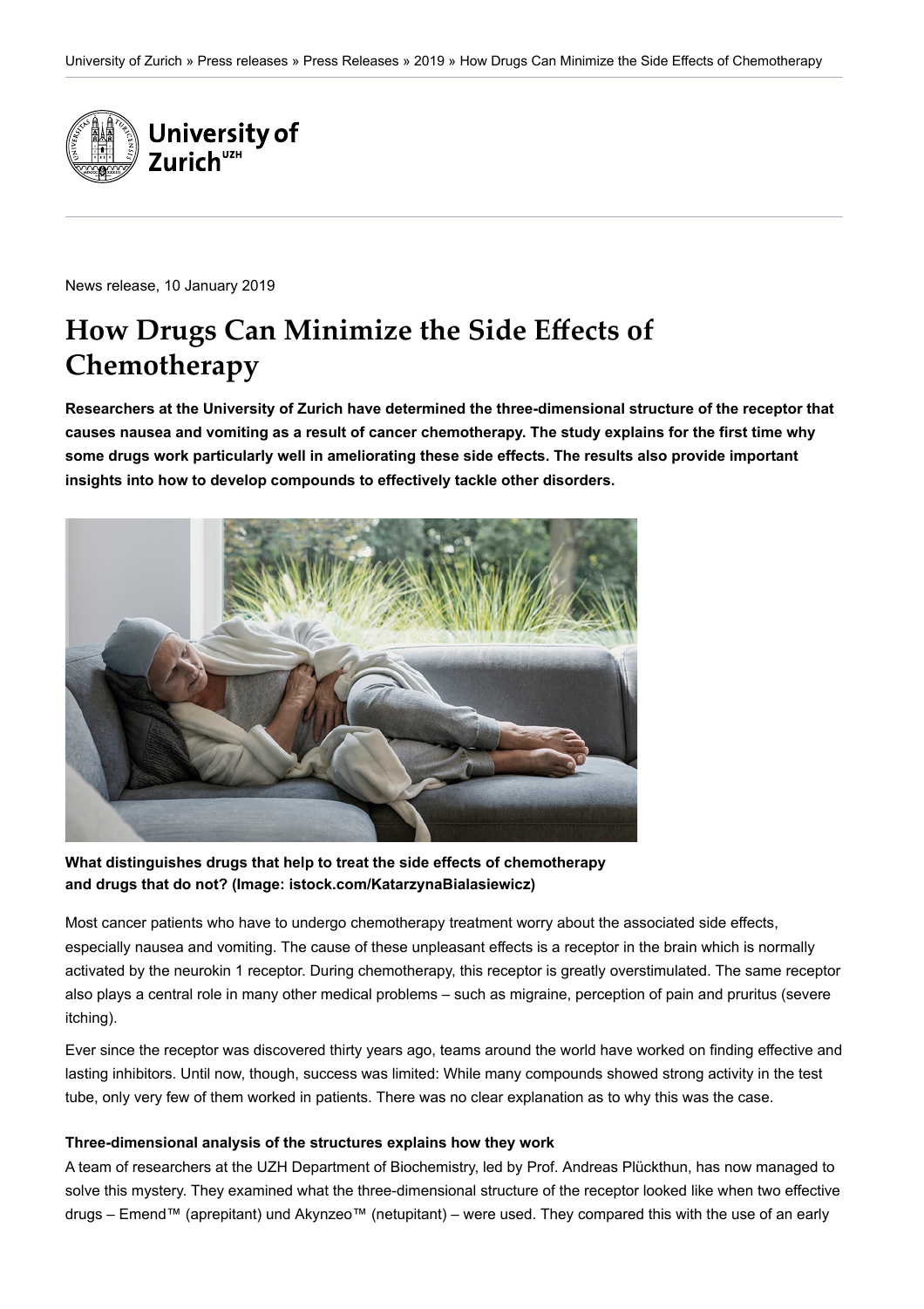University of Zurich » Press releases » Press Releases » 2019 » How Drugs Can Minimize the Side Effects of Chemotherapy

News release, 10 January 2019

# How Drugs Can Minimize the Side Effects of Chemotherapy

**Researchers at the University of Zurich have determined the three-dimensional structure of the receptor that causes nausea and vomiting as a result of cancer chemotherapy. The study explains for the first time why some drugs work particularly well in ameliorating these side effects. The results also provide important insights into how to develop compounds to effectively tackle other disorders.**

**What distinguishes drugs that help to treat the side effects of chemotherapy and drugs that do not? (Image: istock.com/KatarzynaBialasiewicz)**

Most cancer patients who have to undergo chemotherapy treatment worry about the associated side effects, especially nausea and vomiting. The cause of these unpleasant effects is a receptor in the brain which is normally activated by the neurokin 1 receptor. During chemotherapy, this receptor is greatly overstimulated. The same receptor also plays a central role in many other medical problems – such as migraine, perception of pain and pruritus (severe itching).

Ever since the receptor was discovered thirty years ago, teams around the world have worked on finding effective and lasting inhibitors. Until now, though, success was limited: While many compounds showed strong activity in the test tube, only very few of them worked in patients. There was no clear explanation as to why this was the case.

#### Three-dimensional analysis of the structures explains how they work

A team of researchers at the UZH Department of Biochemistry, led by Prof. Andreas Plückthun, has now managed to solve this mystery. They examined what the three-dimensional structure of the receptor looked like when two effective drugs – Emend™ (aprepitant) und Akynzeo™ (netupitant) – were used. They compared this with the use of an early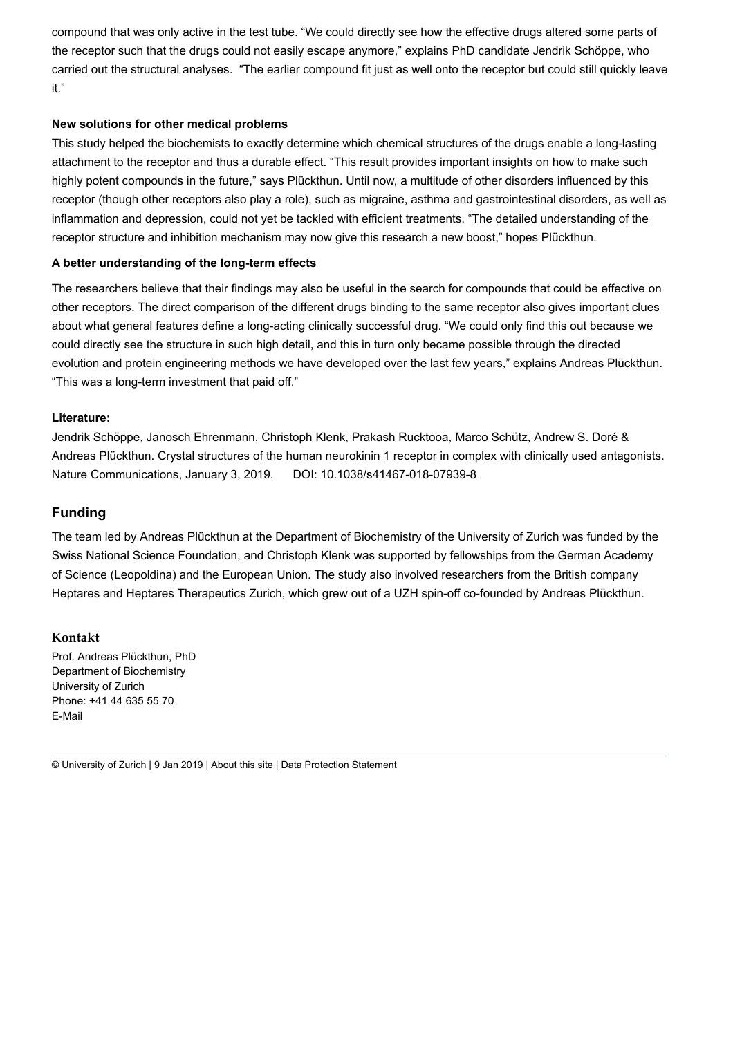compound that was only active in the test tube. “We could directly see how the effective drugs altered some parts of the receptor such that the drugs could not easily escape anymore,” explains PhD candidate Jendrik Schöppe, who carried out the structural analyses. “The earlier compound fit just as well onto the receptor but could still quickly leave it.”

**New solutions for other medical problems**

This study helped the biochemists to exactly determine which chemical structures of the drugs enable a long-lasting attachment to the receptor and thus a durable effect. “This result provides important insights on how to make such highly potent compounds in the future,” says Plückthun. Until now, a multitude of other disorders influenced by this receptor (though other receptors also play a role), such as migraine, asthma and gastrointestinal disorders, as well as inflammation and depression, could not yet be tackled with efficient treatments. “The detailed understanding of the receptor structure and inhibition mechanism may now give this research a new boost,” hopes Plückthun.

**A better understanding of the long-term effects**

The researchers believe that their findings may also be useful in the search for compounds that could be effective on other receptors. The direct comparison of the different drugs binding to the same receptor also gives important clues about what general features define a long-acting clinically successful drug. “We could only find this out because we could directly see the structure in such high detail, and this in turn only became possible through the directed evolution and protein engineering methods we have developed over the last few years,” explains Andreas Plückthun. “This was a long-term investment that paid off.”

**Literature:**

Jendrik Schöppe, Janosch Ehrenmann, Christoph Klenk, Prakash Rucktooa, Marco Schütz, Andrew S. Doré & Andreas Plückthun. Crystal structures of the human neurokinin 1 receptor in complex with clinically used antagonists. Nature Communications, January 3, 2019. DOI: 10.1038/s41467-018-07939-8

## Funding

The team led by Andreas Plückthun at the Department of Biochemistry of the University of Zurich was funded by the Swiss National Science Foundation, and Christoph Klenk was supported by fellowships from the German Academy of Science (Leopoldina) and the European Union. The study also involved researchers from the British company Heptares and Heptares Therapeutics Zurich, which grew out of a UZH spin-off co-founded by Andreas Plückthun.

### Kontakt

Prof. Andreas Plückthun, PhD
Department of Biochemistry
University of Zurich
Phone: +41 44 635 55 70
E-Mail

© University of Zurich | 9 Jan 2019 | About this site | Data Protection Statement